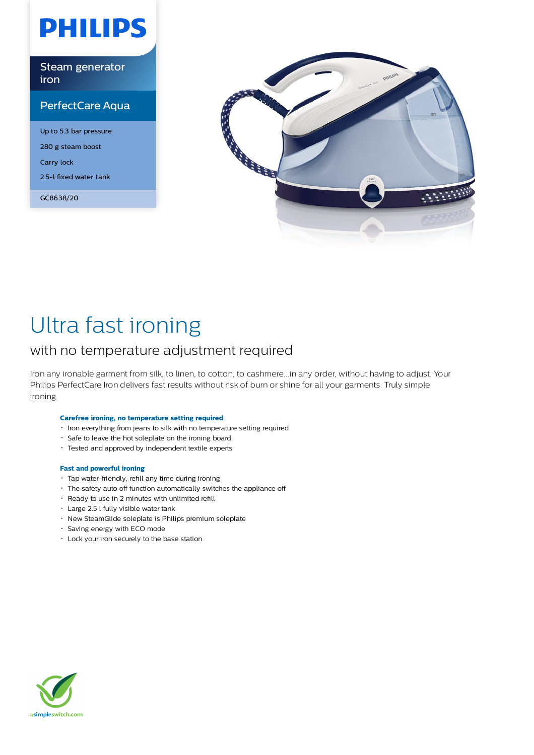# PHILIPS

Steam generator iron

PerfectCare Aqua

- Up to 5.3 bar pressure
- 280 g steam boost
- Carry lock
- 2.5-l fixed water tank

GC8638/20

# Ultra fast ironing

## with no temperature adjustment required

Iron any ironable garment from silk, to linen, to cotton, to cashmere...in any order, without having to adjust. Your Philips PerfectCare Iron delivers fast results without risk of burn or shine for all your garments. Truly simple ironing.

### Carefree ironing, no temperature setting required

- Iron everything from jeans to silk with no temperature setting required
- Safe to leave the hot soleplate on the ironing board
- Tested and approved by independent textile experts

### Fast and powerful ironing

- Tap water-friendly, refill any time during ironing
- The safety auto off function automatically switches the appliance off
- Ready to use in 2 minutes with unlimited refill
- Large 2.5 l fully visible water tank
- New SteamGlide soleplate is Philips premium soleplate
- Saving energy with ECO mode
- Lock your iron securely to the base station

asimpleswitch.com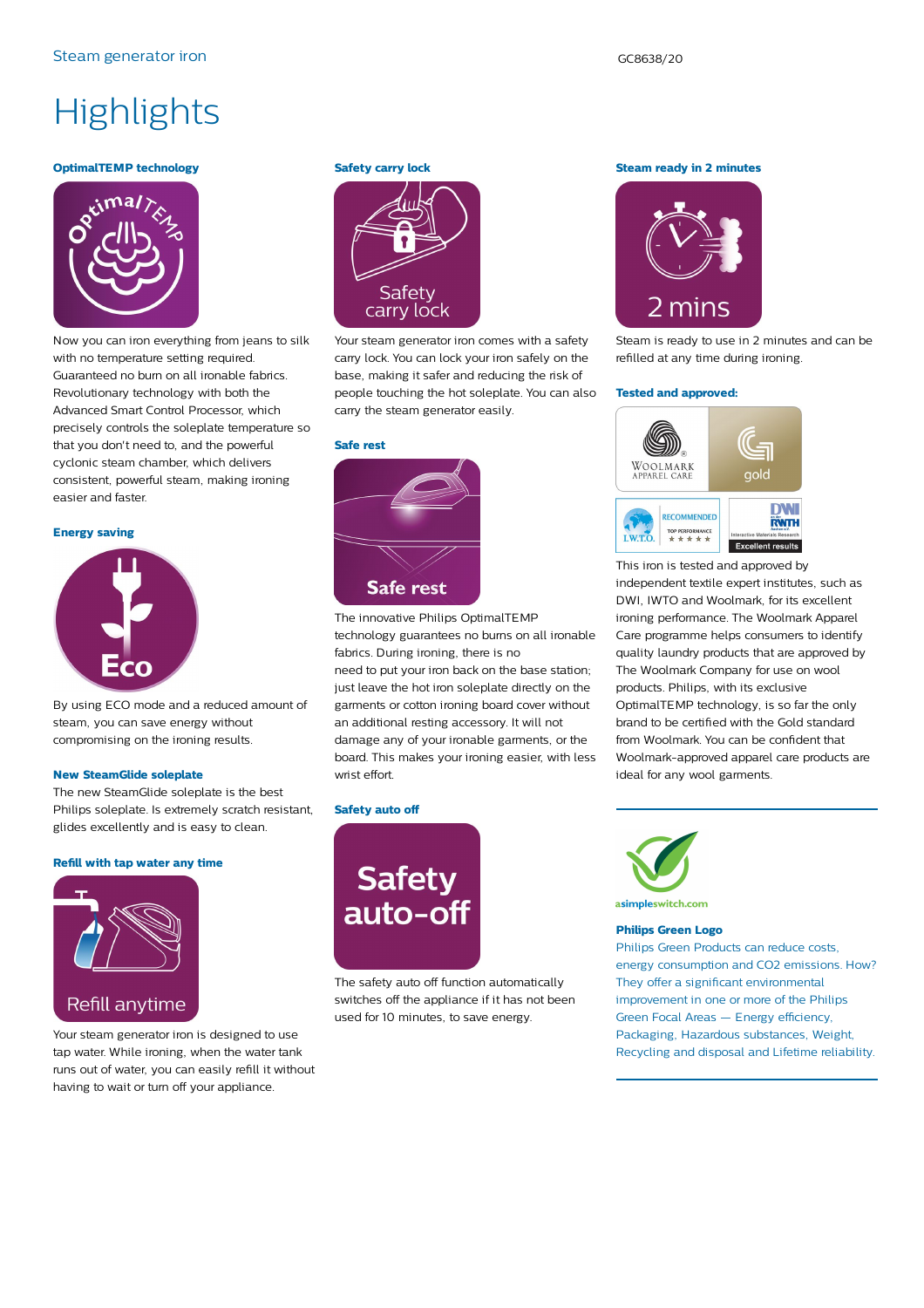Steam generator iron

GC8638/20

# Highlights

### OptimalTEMP technology

Now you can iron everything from jeans to silk with no temperature setting required. Guaranteed no burn on all ironable fabrics. Revolutionary technology with both the Advanced Smart Control Processor, which precisely controls the soleplate temperature so that you don't need to, and the powerful cyclonic steam chamber, which delivers consistent, powerful steam, making ironing easier and faster.

### Energy saving

By using ECO mode and a reduced amount of steam, you can save energy without compromising on the ironing results.

### New SteamGlide soleplate

The new SteamGlide soleplate is the best Philips soleplate. Is extremely scratch resistant, glides excellently and is easy to clean.

### Refill with tap water any time

Your steam generator iron is designed to use tap water. While ironing, when the water tank runs out of water, you can easily refill it without having to wait or turn off your appliance.

### Safety carry lock

Your steam generator iron comes with a safety carry lock. You can lock your iron safely on the base, making it safer and reducing the risk of people touching the hot soleplate. You can also carry the steam generator easily.

### Safe rest

The innovative Philips OptimalTEMP technology guarantees no burns on all ironable fabrics. During ironing, there is no need to put your iron back on the base station; just leave the hot iron soleplate directly on the garments or cotton ironing board cover without an additional resting accessory. It will not damage any of your ironable garments, or the board. This makes your ironing easier, with less wrist effort.

### Safety auto off

The safety auto off function automatically switches off the appliance if it has not been used for 10 minutes, to save energy.

### Steam ready in 2 minutes

Steam is ready to use in 2 minutes and can be refilled at any time during ironing.

### Tested and approved:

This iron is tested and approved by independent textile expert institutes, such as DWI, IWTO and Woolmark, for its excellent ironing performance. The Woolmark Apparel Care programme helps consumers to identify quality laundry products that are approved by The Woolmark Company for use on wool products. Philips, with its exclusive OptimalTEMP technology, is so far the only brand to be certified with the Gold standard from Woolmark. You can be confident that Woolmark-approved apparel care products are ideal for any wool garments.

### Philips Green Logo

Philips Green Products can reduce costs, energy consumption and CO2 emissions. How? They offer a significant environmental improvement in one or more of the Philips Green Focal Areas — Energy efficiency, Packaging, Hazardous substances, Weight, Recycling and disposal and Lifetime reliability.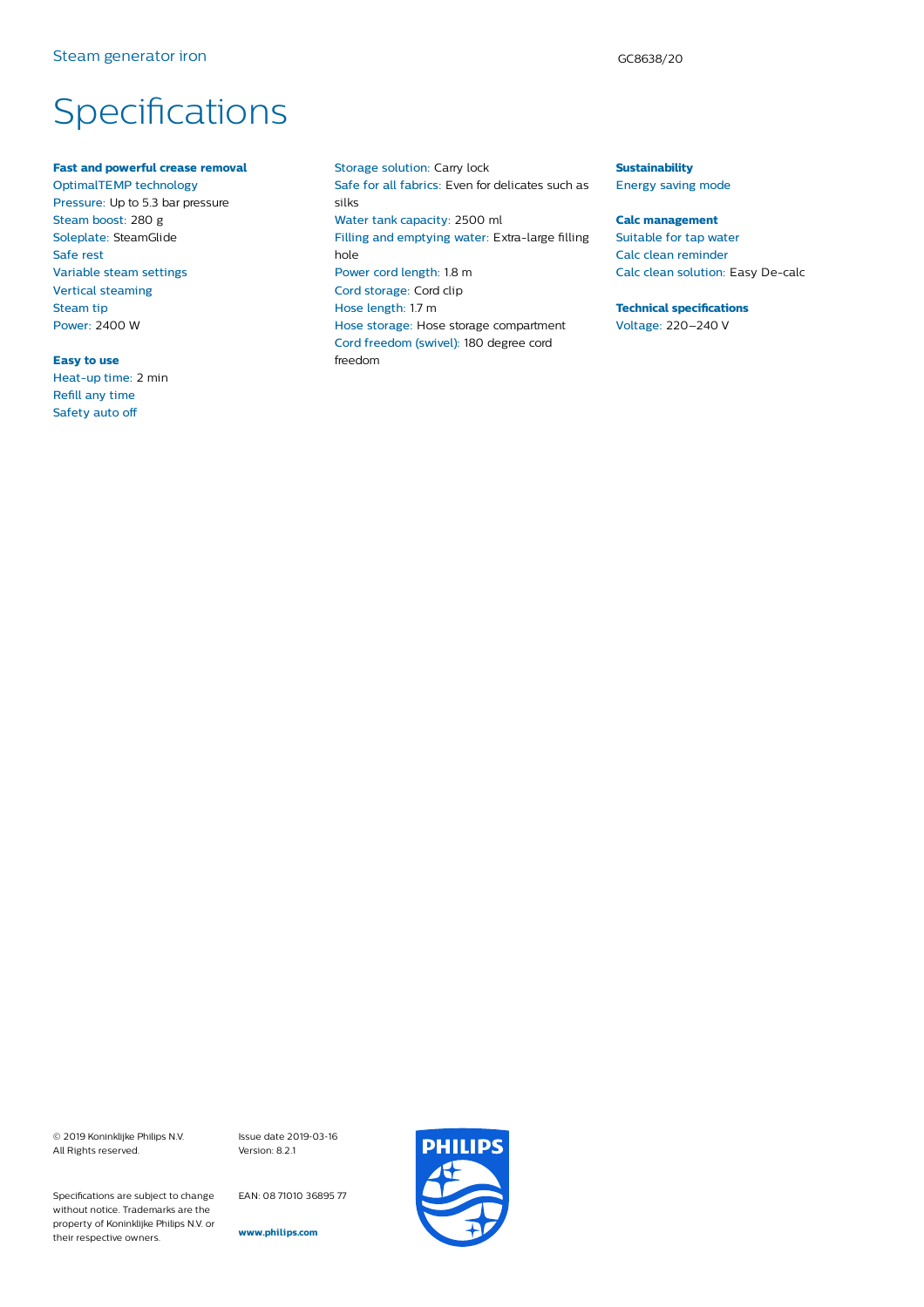Steam generator iron

GC8638/20

# Specifications

**Fast and powerful crease removal**

- OptimalTEMP technology
- Pressure: Up to 5.3 bar pressure
- Steam boost: 280 g
- Soleplate: SteamGlide
- Safe rest
- Variable steam settings
- Vertical steaming
- Steam tip
- Power: 2400 W

**Easy to use**

- Heat-up time: 2 min
- Refill any time
- Safety auto off
- Storage solution: Carry lock
- Safe for all fabrics: Even for delicates such as silks
- Water tank capacity: 2500 ml
- Filling and emptying water: Extra-large filling hole
- Power cord length: 1.8 m
- Cord storage: Cord clip
- Hose length: 1.7 m
- Hose storage: Hose storage compartment
- Cord freedom (swivel): 180 degree cord freedom

**Sustainability**

- Energy saving mode

**Calc management**

- Suitable for tap water
- Calc clean reminder
- Calc clean solution: Easy De-calc

**Technical specifications**

- Voltage: 220–240 V

© 2019 Koninklijke Philips N.V.
All Rights reserved.

Specifications are subject to change without notice. Trademarks are the property of Koninklijke Philips N.V. or their respective owners.

Issue date 2019-03-16
Version: 8.2.1

EAN: 08 71010 36895 77

www.philips.com

PHILIPS